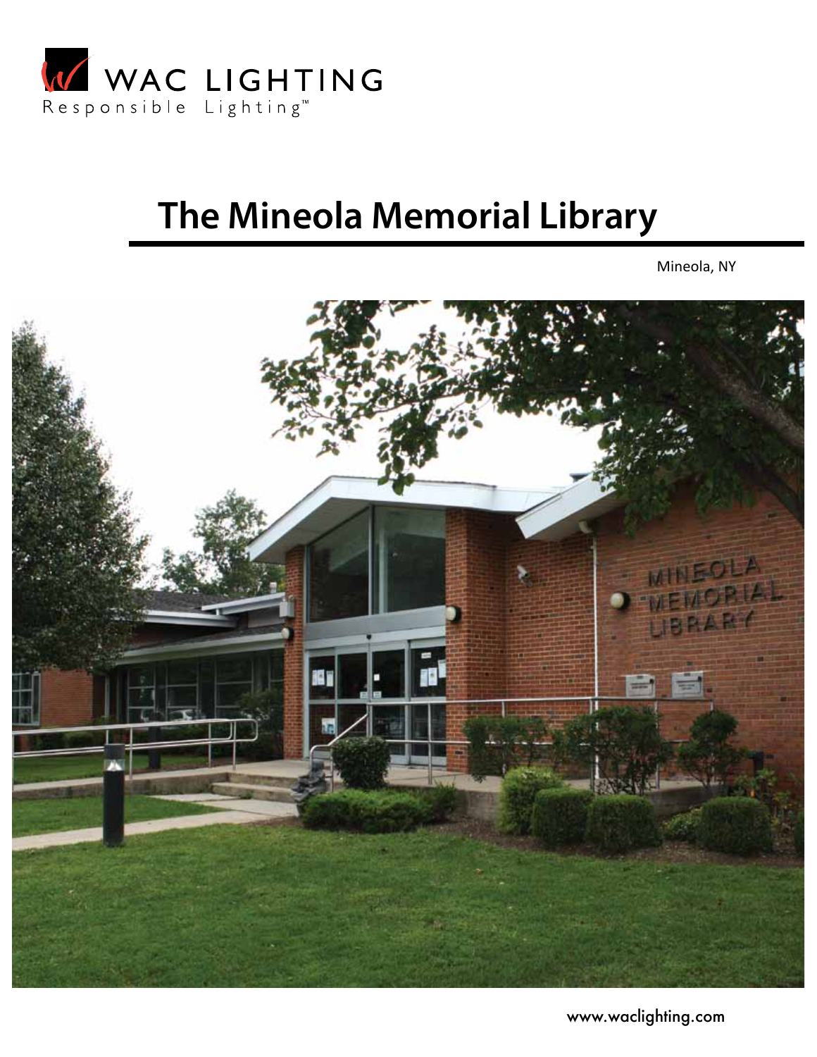WAC LIGHTING

Responsible Lighting™

# The Mineola Memorial Library

Mineola, NY

www.waclighting.com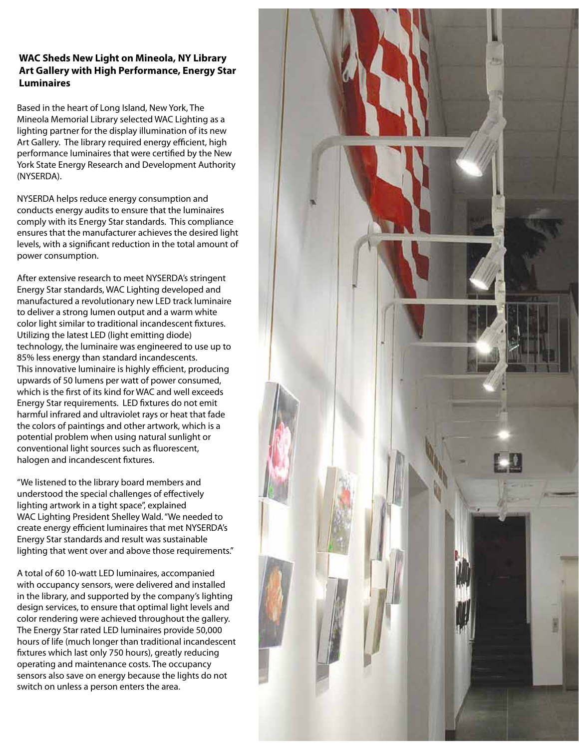### WAC Sheds New Light on Mineola, NY Library Art Gallery with High Performance, Energy Star Luminaires

Based in the heart of Long Island, New York, The Mineola Memorial Library selected WAC Lighting as a lighting partner for the display illumination of its new Art Gallery. The library required energy efficient, high performance luminaires that were certified by the New York State Energy Research and Development Authority (NYSERDA).

NYSERDA helps reduce energy consumption and conducts energy audits to ensure that the luminaires comply with its Energy Star standards. This compliance ensures that the manufacturer achieves the desired light levels, with a significant reduction in the total amount of power consumption.

After extensive research to meet NYSERDA's stringent Energy Star standards, WAC Lighting developed and manufactured a revolutionary new LED track luminaire to deliver a strong lumen output and a warm white color light similar to traditional incandescent fixtures. Utilizing the latest LED (light emitting diode) technology, the luminaire was engineered to use up to 85% less energy than standard incandescents. This innovative luminaire is highly efficient, producing upwards of 50 lumens per watt of power consumed, which is the first of its kind for WAC and well exceeds Energy Star requirements. LED fixtures do not emit harmful infrared and ultraviolet rays or heat that fade the colors of paintings and other artwork, which is a potential problem when using natural sunlight or conventional light sources such as fluorescent, halogen and incandescent fixtures.

"We listened to the library board members and understood the special challenges of effectively lighting artwork in a tight space", explained WAC Lighting President Shelley Wald. "We needed to create energy efficient luminaires that met NYSERDA's Energy Star standards and result was sustainable lighting that went over and above those requirements."

A total of 60 10-watt LED luminaires, accompanied with occupancy sensors, were delivered and installed in the library, and supported by the company's lighting design services, to ensure that optimal light levels and color rendering were achieved throughout the gallery. The Energy Star rated LED luminaires provide 50,000 hours of life (much longer than traditional incandescent fixtures which last only 750 hours), greatly reducing operating and maintenance costs. The occupancy sensors also save on energy because the lights do not switch on unless a person enters the area.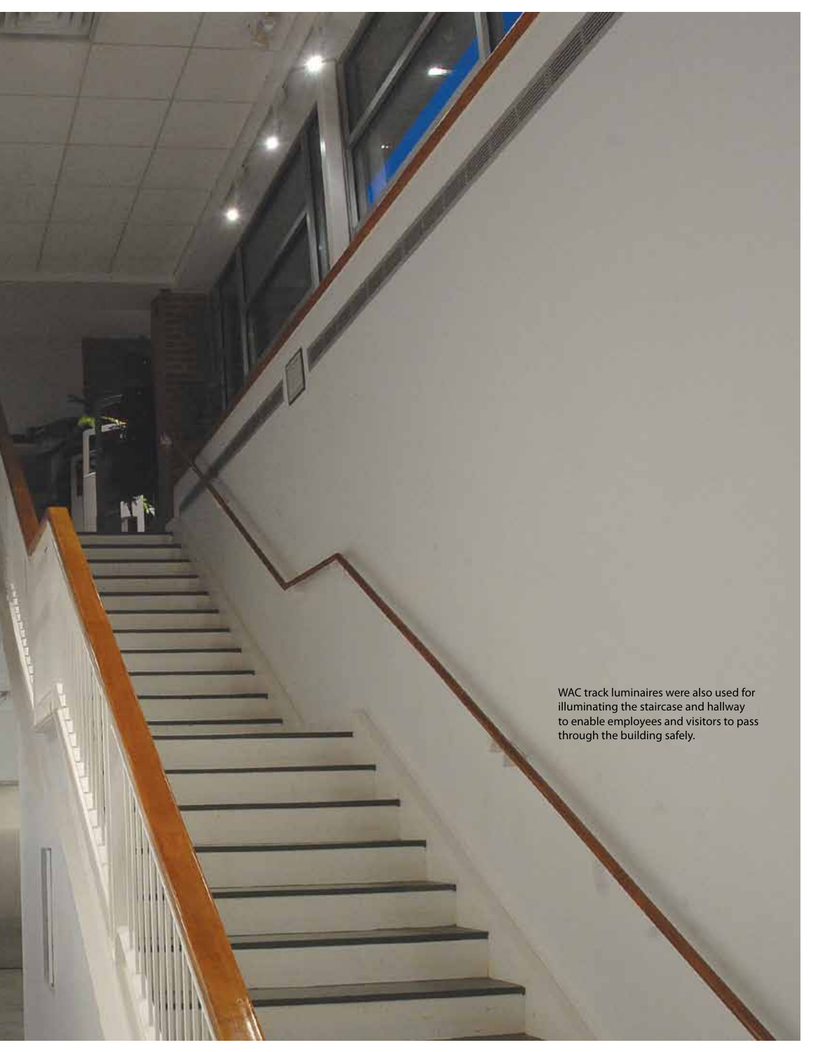WAC track luminaires were also used for illuminating the staircase and hallway to enable employees and visitors to pass through the building safely.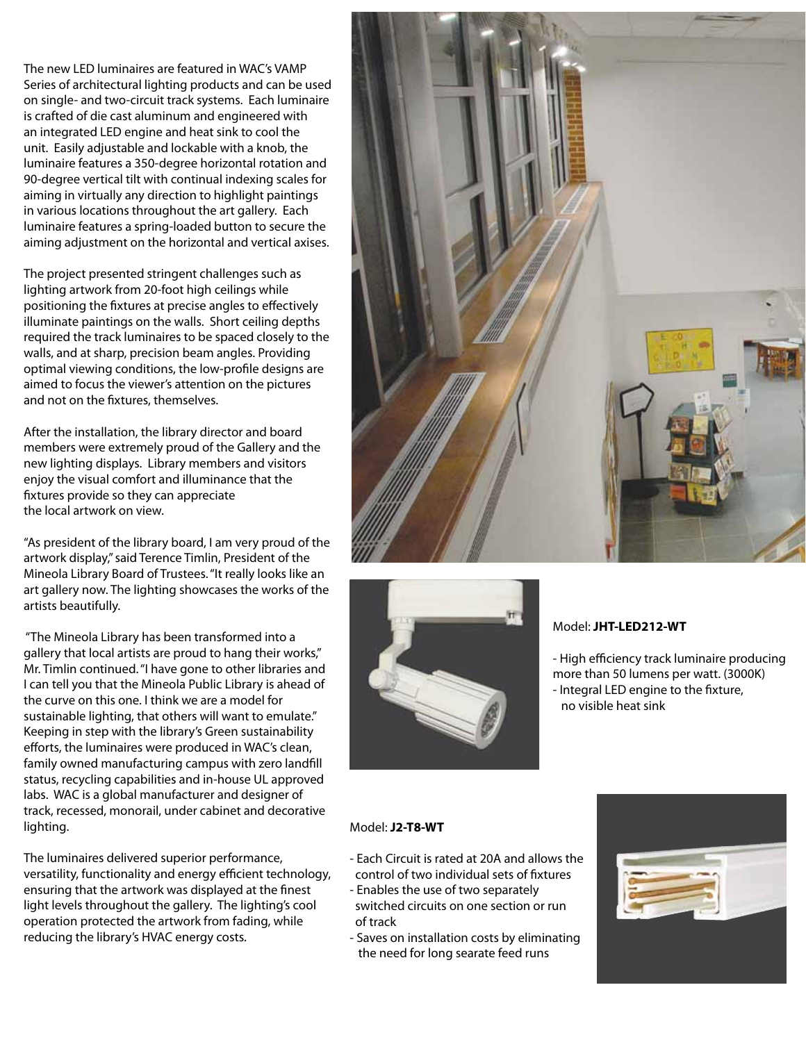The new LED luminaires are featured in WAC's VAMP Series of architectural lighting products and can be used on single- and two-circuit track systems. Each luminaire is crafted of die cast aluminum and engineered with an integrated LED engine and heat sink to cool the unit. Easily adjustable and lockable with a knob, the luminaire features a 350-degree horizontal rotation and 90-degree vertical tilt with continual indexing scales for aiming in virtually any direction to highlight paintings in various locations throughout the art gallery. Each luminaire features a spring-loaded button to secure the aiming adjustment on the horizontal and vertical axises.

The project presented stringent challenges such as lighting artwork from 20-foot high ceilings while positioning the fixtures at precise angles to effectively illuminate paintings on the walls. Short ceiling depths required the track luminaires to be spaced closely to the walls, and at sharp, precision beam angles. Providing optimal viewing conditions, the low-profile designs are aimed to focus the viewer's attention on the pictures and not on the fixtures, themselves.

After the installation, the library director and board members were extremely proud of the Gallery and the new lighting displays. Library members and visitors enjoy the visual comfort and illuminance that the fixtures provide so they can appreciate the local artwork on view.

"As president of the library board, I am very proud of the artwork display," said Terence Timlin, President of the Mineola Library Board of Trustees. "It really looks like an art gallery now. The lighting showcases the works of the artists beautifully.

"The Mineola Library has been transformed into a gallery that local artists are proud to hang their works," Mr. Timlin continued. "I have gone to other libraries and I can tell you that the Mineola Public Library is ahead of the curve on this one. I think we are a model for sustainable lighting, that others will want to emulate." Keeping in step with the library's Green sustainability efforts, the luminaires were produced in WAC's clean, family owned manufacturing campus with zero landfill status, recycling capabilities and in-house UL approved labs. WAC is a global manufacturer and designer of track, recessed, monorail, under cabinet and decorative lighting.

The luminaires delivered superior performance, versatility, functionality and energy efficient technology, ensuring that the artwork was displayed at the finest light levels throughout the gallery. The lighting's cool operation protected the artwork from fading, while reducing the library's HVAC energy costs.

Model: **JHT-LED212-WT**

- High efficiency track luminaire producing more than 50 lumens per watt. (3000K)
- Integral LED engine to the fixture, no visible heat sink

Model: **J2-T8-WT**

- Each Circuit is rated at 20A and allows the control of two individual sets of fixtures
- Enables the use of two separately switched circuits on one section or run of track
- Saves on installation costs by eliminating the need for long searate feed runs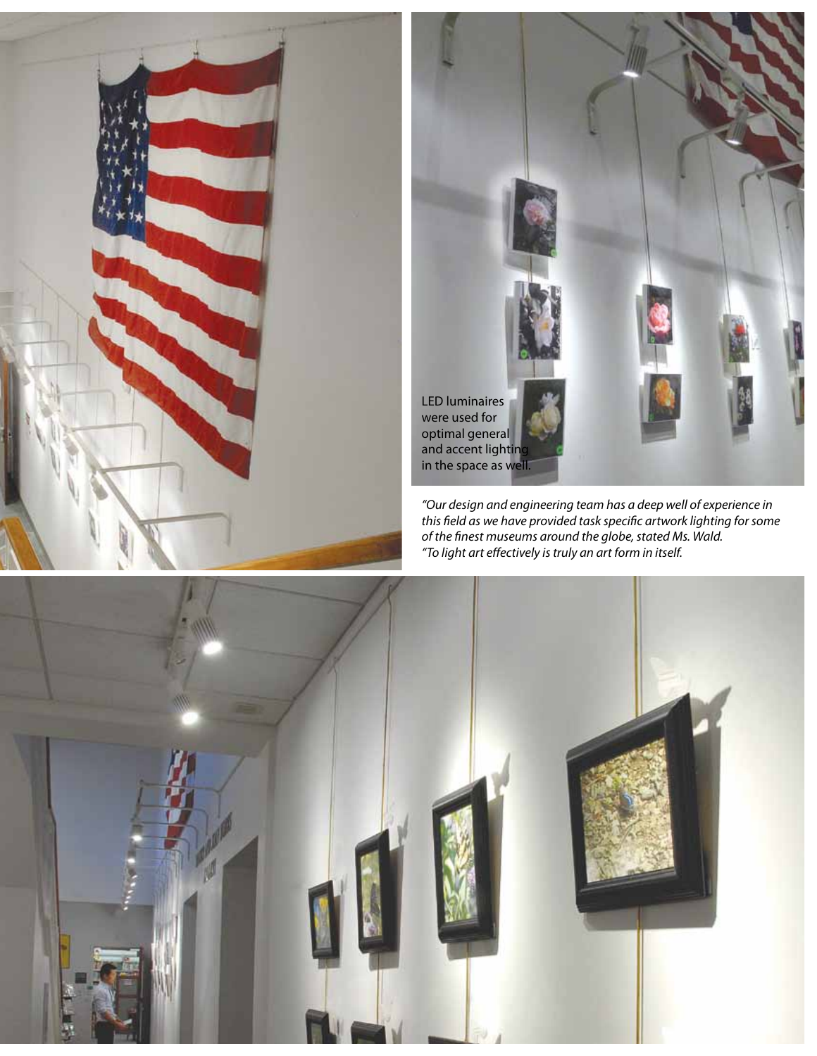LED luminaires were used for optimal general and accent lighting in the space as well.

*"Our design and engineering team has a deep well of experience in this field as we have provided task specific artwork lighting for some of the finest museums around the globe, stated Ms. Wald. "To light art effectively is truly an art form in itself.*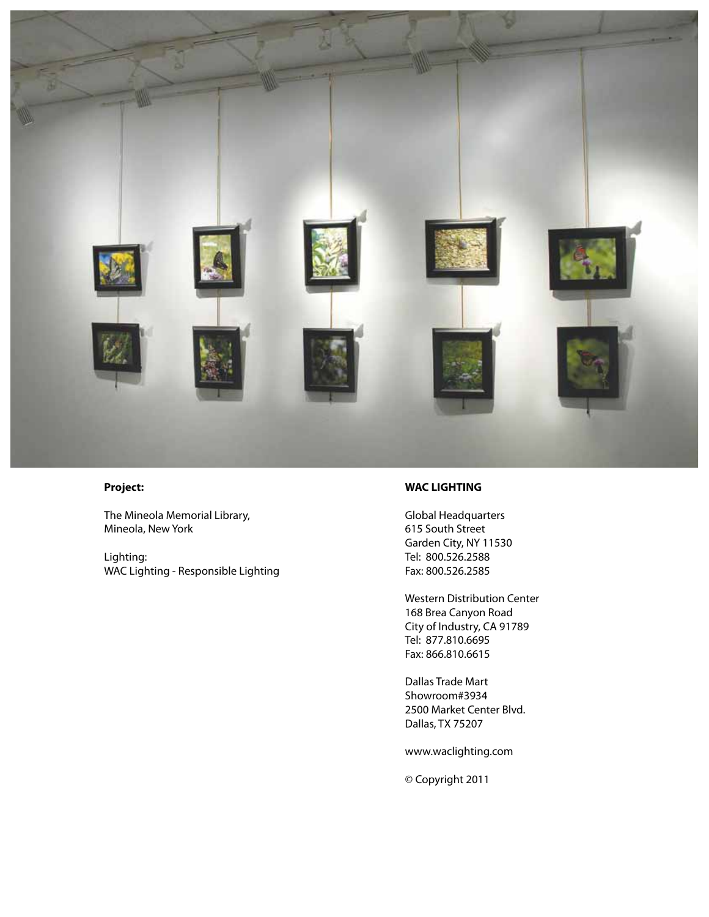**Project:**

The Mineola Memorial Library,
Mineola, New York

Lighting:
WAC Lighting - Responsible Lighting

**WAC LIGHTING**

Global Headquarters
615 South Street
Garden City, NY 11530
Tel: 800.526.2588
Fax: 800.526.2585

Western Distribution Center
168 Brea Canyon Road
City of Industry, CA 91789
Tel: 877.810.6695
Fax: 866.810.6615

Dallas Trade Mart
Showroom#3934
2500 Market Center Blvd.
Dallas, TX 75207

www.waclighting.com

© Copyright 2011